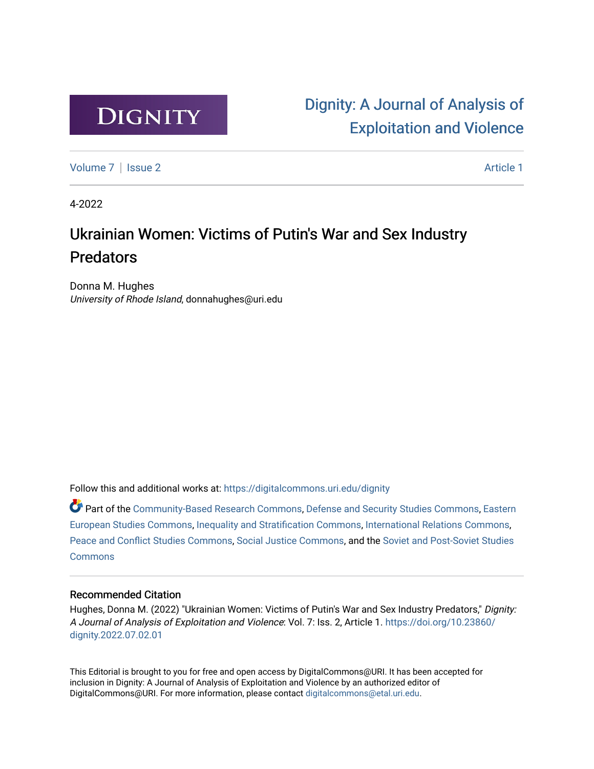DIGNITY

Dignity: A Journal of Analysis of Exploitation and Violence

Volume 7 | Issue 2 | Article 1

4-2022

# Ukrainian Women: Victims of Putin's War and Sex Industry Predators

Donna M. Hughes
*University of Rhode Island*, donnahughes@uri.edu

Follow this and additional works at: https://digitalcommons.uri.edu/dignity

Part of the Community-Based Research Commons, Defense and Security Studies Commons, Eastern European Studies Commons, Inequality and Stratification Commons, International Relations Commons, Peace and Conflict Studies Commons, Social Justice Commons, and the Soviet and Post-Soviet Studies Commons

## Recommended Citation

Hughes, Donna M. (2022) "Ukrainian Women: Victims of Putin's War and Sex Industry Predators," *Dignity: A Journal of Analysis of Exploitation and Violence*: Vol. 7: Iss. 2, Article 1. https://doi.org/10.23860/dignity.2022.07.02.01

This Editorial is brought to you for free and open access by DigitalCommons@URI. It has been accepted for inclusion in Dignity: A Journal of Analysis of Exploitation and Violence by an authorized editor of DigitalCommons@URI. For more information, please contact digitalcommons@etal.uri.edu.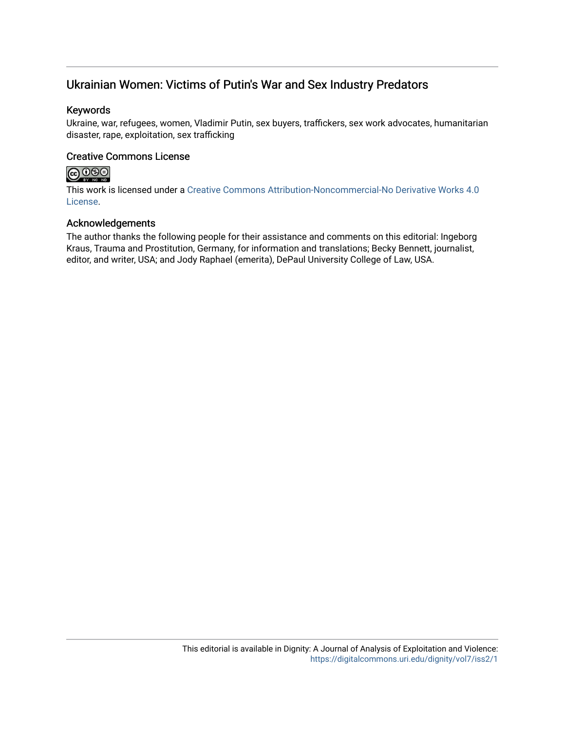## Ukrainian Women: Victims of Putin's War and Sex Industry Predators

### Keywords

Ukraine, war, refugees, women, Vladimir Putin, sex buyers, traffickers, sex work advocates, humanitarian disaster, rape, exploitation, sex trafficking

### Creative Commons License

This work is licensed under a Creative Commons Attribution-Noncommercial-No Derivative Works 4.0 License.

### Acknowledgements

The author thanks the following people for their assistance and comments on this editorial: Ingeborg Kraus, Trauma and Prostitution, Germany, for information and translations; Becky Bennett, journalist, editor, and writer, USA; and Jody Raphael (emerita), DePaul University College of Law, USA.

This editorial is available in Dignity: A Journal of Analysis of Exploitation and Violence: https://digitalcommons.uri.edu/dignity/vol7/iss2/1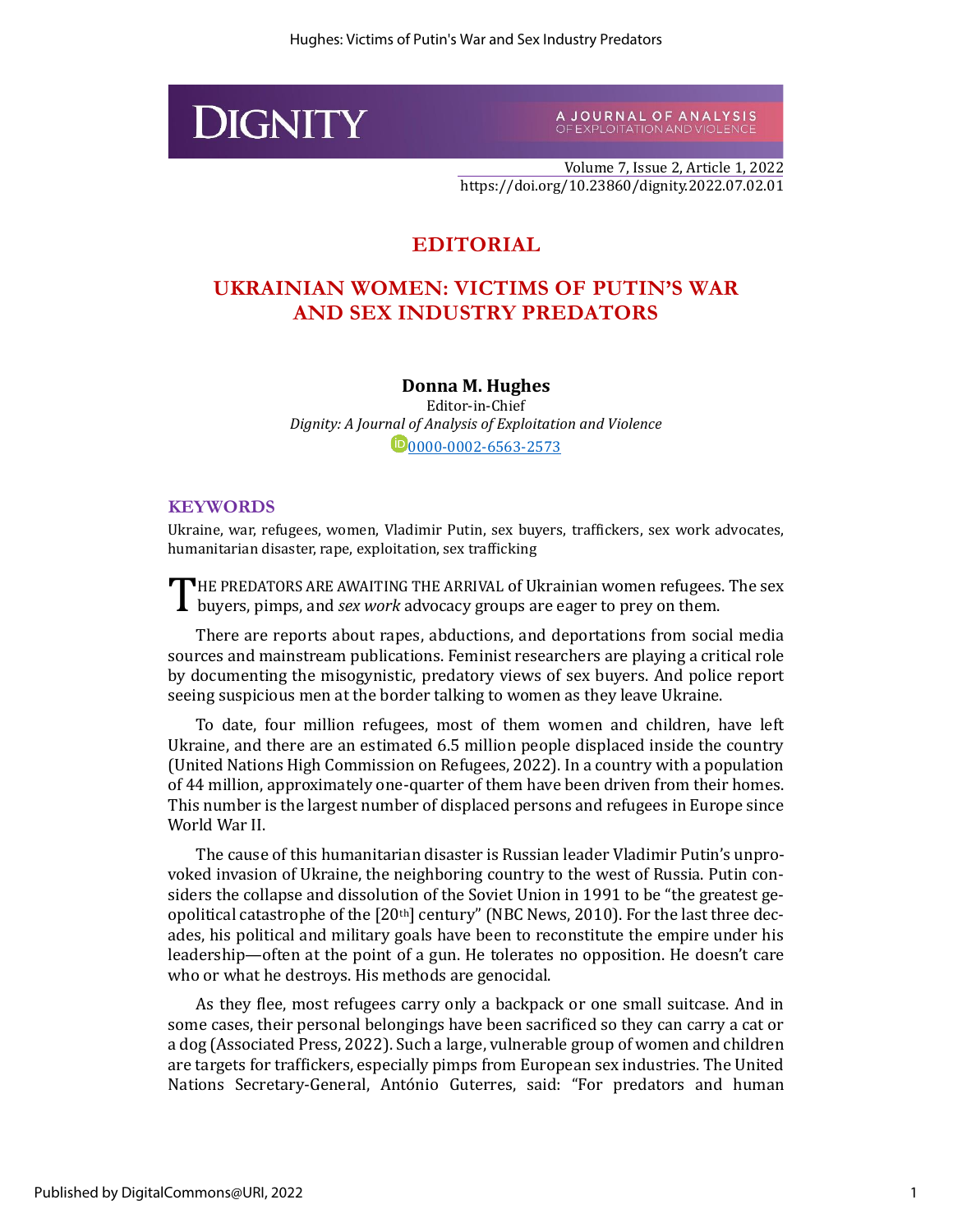# EDITORIAL

# UKRAINIAN WOMEN: VICTIMS OF PUTIN'S WAR AND SEX INDUSTRY PREDATORS

**Donna M. Hughes**
Editor-in-Chief
*Dignity: A Journal of Analysis of Exploitation and Violence*
0000-0002-6563-2573

## KEYWORDS

Ukraine, war, refugees, women, Vladimir Putin, sex buyers, traffickers, sex work advocates, humanitarian disaster, rape, exploitation, sex trafficking

THE PREDATORS ARE AWAITING THE ARRIVAL of Ukrainian women refugees. The sex buyers, pimps, and *sex work* advocacy groups are eager to prey on them.

There are reports about rapes, abductions, and deportations from social media sources and mainstream publications. Feminist researchers are playing a critical role by documenting the misogynistic, predatory views of sex buyers. And police report seeing suspicious men at the border talking to women as they leave Ukraine.

To date, four million refugees, most of them women and children, have left Ukraine, and there are an estimated 6.5 million people displaced inside the country (United Nations High Commission on Refugees, 2022). In a country with a population of 44 million, approximately one-quarter of them have been driven from their homes. This number is the largest number of displaced persons and refugees in Europe since World War II.

The cause of this humanitarian disaster is Russian leader Vladimir Putin's unprovoked invasion of Ukraine, the neighboring country to the west of Russia. Putin considers the collapse and dissolution of the Soviet Union in 1991 to be "the greatest geopolitical catastrophe of the [20th] century" (NBC News, 2010). For the last three decades, his political and military goals have been to reconstitute the empire under his leadership—often at the point of a gun. He tolerates no opposition. He doesn't care who or what he destroys. His methods are genocidal.

As they flee, most refugees carry only a backpack or one small suitcase. And in some cases, their personal belongings have been sacrificed so they can carry a cat or a dog (Associated Press, 2022). Such a large, vulnerable group of women and children are targets for traffickers, especially pimps from European sex industries. The United Nations Secretary-General, António Guterres, said: "For predators and human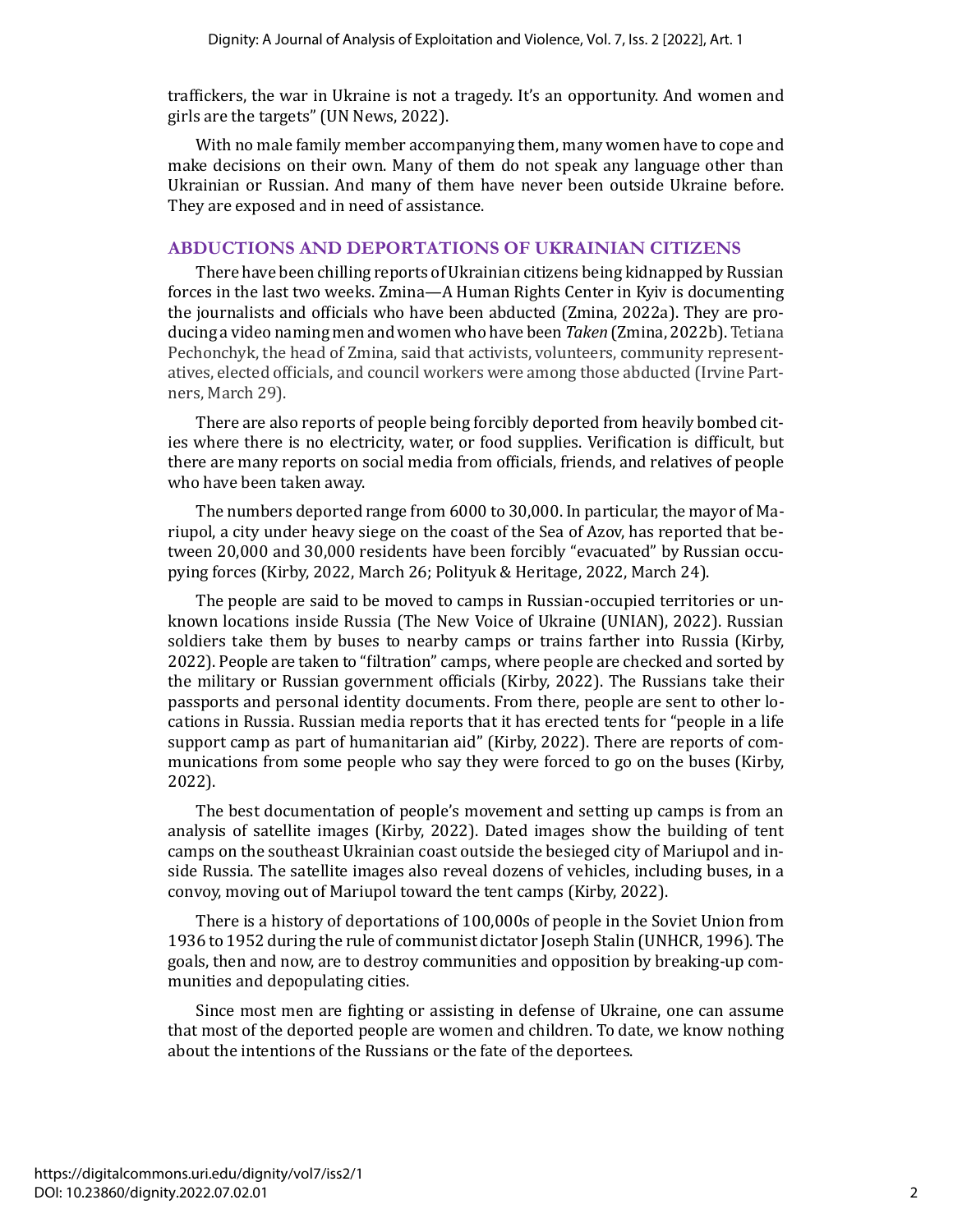traffickers, the war in Ukraine is not a tragedy. It's an opportunity. And women and girls are the targets" (UN News, 2022).

With no male family member accompanying them, many women have to cope and make decisions on their own. Many of them do not speak any language other than Ukrainian or Russian. And many of them have never been outside Ukraine before. They are exposed and in need of assistance.

## ABDUCTIONS AND DEPORTATIONS OF UKRAINIAN CITIZENS

There have been chilling reports of Ukrainian citizens being kidnapped by Russian forces in the last two weeks. Zmina—A Human Rights Center in Kyiv is documenting the journalists and officials who have been abducted (Zmina, 2022a). They are producing a video naming men and women who have been *Taken* (Zmina, 2022b). Tetiana Pechonchyk, the head of Zmina, said that activists, volunteers, community representatives, elected officials, and council workers were among those abducted (Irvine Partners, March 29).

There are also reports of people being forcibly deported from heavily bombed cities where there is no electricity, water, or food supplies. Verification is difficult, but there are many reports on social media from officials, friends, and relatives of people who have been taken away.

The numbers deported range from 6000 to 30,000. In particular, the mayor of Mariupol, a city under heavy siege on the coast of the Sea of Azov, has reported that between 20,000 and 30,000 residents have been forcibly "evacuated" by Russian occupying forces (Kirby, 2022, March 26; Polityuk & Heritage, 2022, March 24).

The people are said to be moved to camps in Russian-occupied territories or unknown locations inside Russia (The New Voice of Ukraine (UNIAN), 2022). Russian soldiers take them by buses to nearby camps or trains farther into Russia (Kirby, 2022). People are taken to "filtration" camps, where people are checked and sorted by the military or Russian government officials (Kirby, 2022). The Russians take their passports and personal identity documents. From there, people are sent to other locations in Russia. Russian media reports that it has erected tents for "people in a life support camp as part of humanitarian aid" (Kirby, 2022). There are reports of communications from some people who say they were forced to go on the buses (Kirby, 2022).

The best documentation of people's movement and setting up camps is from an analysis of satellite images (Kirby, 2022). Dated images show the building of tent camps on the southeast Ukrainian coast outside the besieged city of Mariupol and inside Russia. The satellite images also reveal dozens of vehicles, including buses, in a convoy, moving out of Mariupol toward the tent camps (Kirby, 2022).

There is a history of deportations of 100,000s of people in the Soviet Union from 1936 to 1952 during the rule of communist dictator Joseph Stalin (UNHCR, 1996). The goals, then and now, are to destroy communities and opposition by breaking-up communities and depopulating cities.

Since most men are fighting or assisting in defense of Ukraine, one can assume that most of the deported people are women and children. To date, we know nothing about the intentions of the Russians or the fate of the deportees.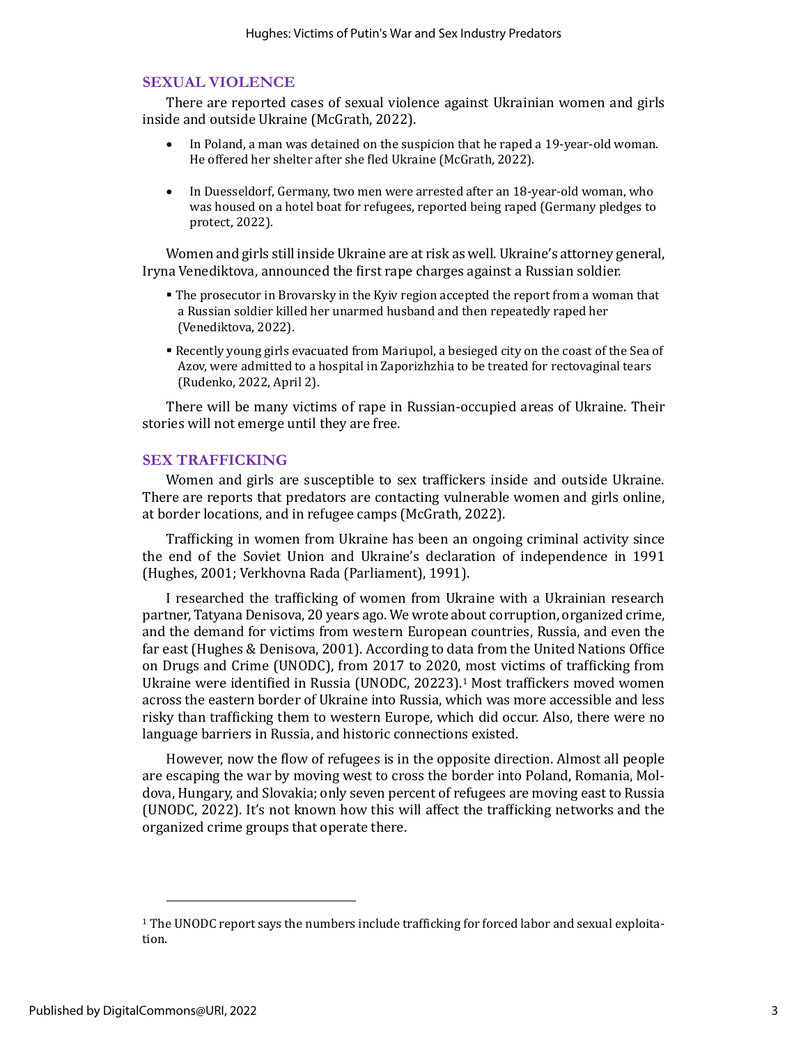## SEXUAL VIOLENCE

There are reported cases of sexual violence against Ukrainian women and girls inside and outside Ukraine (McGrath, 2022).

- In Poland, a man was detained on the suspicion that he raped a 19-year-old woman. He offered her shelter after she fled Ukraine (McGrath, 2022).
- In Duesseldorf, Germany, two men were arrested after an 18-year-old woman, who was housed on a hotel boat for refugees, reported being raped (Germany pledges to protect, 2022).

Women and girls still inside Ukraine are at risk as well. Ukraine's attorney general, Iryna Venediktova, announced the first rape charges against a Russian soldier.

- The prosecutor in Brovarsky in the Kyiv region accepted the report from a woman that a Russian soldier killed her unarmed husband and then repeatedly raped her (Venediktova, 2022).
- Recently young girls evacuated from Mariupol, a besieged city on the coast of the Sea of Azov, were admitted to a hospital in Zaporizhzhia to be treated for rectovaginal tears (Rudenko, 2022, April 2).

There will be many victims of rape in Russian-occupied areas of Ukraine. Their stories will not emerge until they are free.

## SEX TRAFFICKING

Women and girls are susceptible to sex traffickers inside and outside Ukraine. There are reports that predators are contacting vulnerable women and girls online, at border locations, and in refugee camps (McGrath, 2022).

Trafficking in women from Ukraine has been an ongoing criminal activity since the end of the Soviet Union and Ukraine's declaration of independence in 1991 (Hughes, 2001; Verkhovna Rada (Parliament), 1991).

I researched the trafficking of women from Ukraine with a Ukrainian research partner, Tatyana Denisova, 20 years ago. We wrote about corruption, organized crime, and the demand for victims from western European countries, Russia, and even the far east (Hughes & Denisova, 2001). According to data from the United Nations Office on Drugs and Crime (UNODC), from 2017 to 2020, most victims of trafficking from Ukraine were identified in Russia (UNODC, 20223).[1] Most traffickers moved women across the eastern border of Ukraine into Russia, which was more accessible and less risky than trafficking them to western Europe, which did occur. Also, there were no language barriers in Russia, and historic connections existed.

However, now the flow of refugees is in the opposite direction. Almost all people are escaping the war by moving west to cross the border into Poland, Romania, Moldova, Hungary, and Slovakia; only seven percent of refugees are moving east to Russia (UNODC, 2022). It's not known how this will affect the trafficking networks and the organized crime groups that operate there.

[1] The UNODC report says the numbers include trafficking for forced labor and sexual exploitation.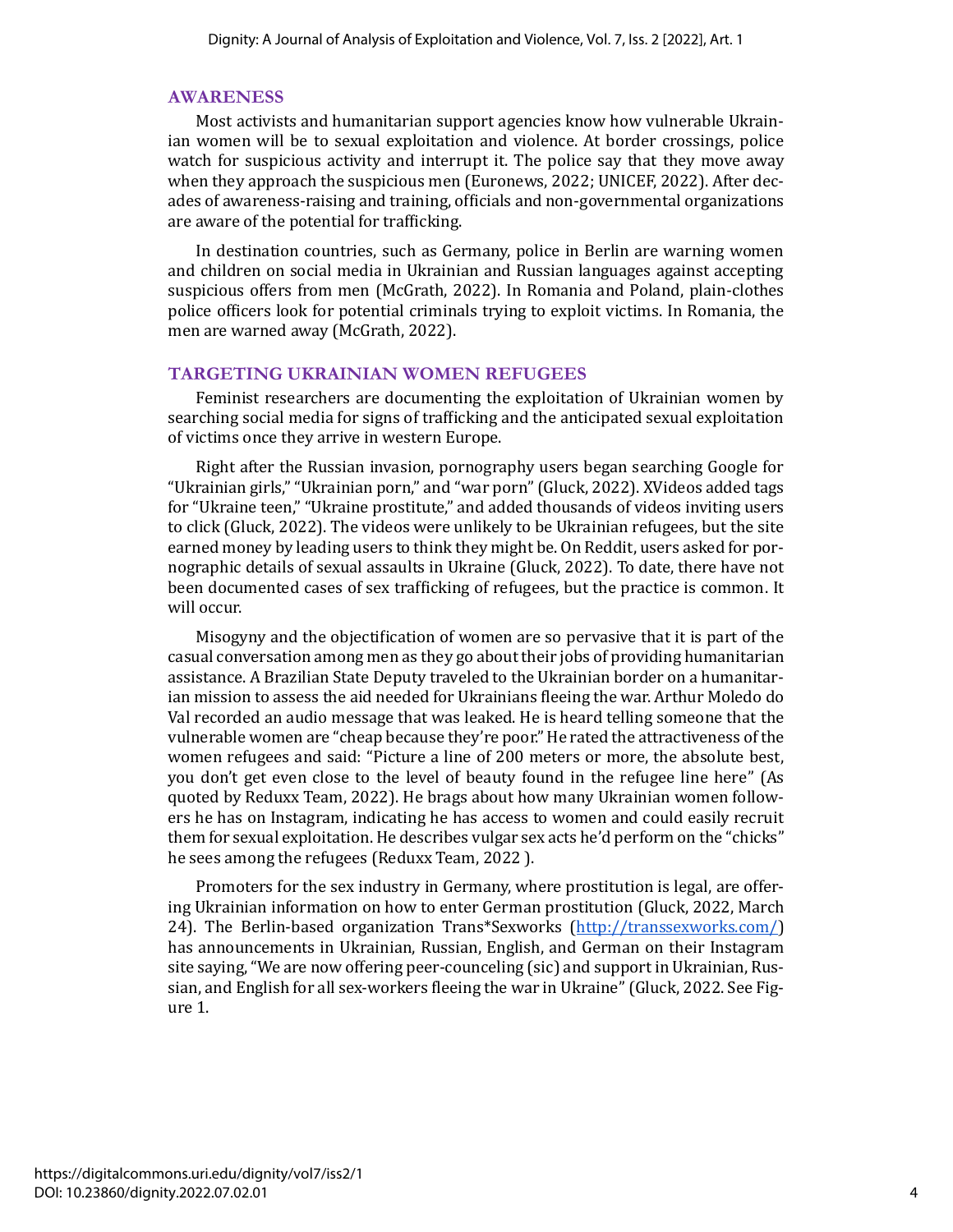## AWARENESS

Most activists and humanitarian support agencies know how vulnerable Ukrainian women will be to sexual exploitation and violence. At border crossings, police watch for suspicious activity and interrupt it. The police say that they move away when they approach the suspicious men (Euronews, 2022; UNICEF, 2022). After decades of awareness-raising and training, officials and non-governmental organizations are aware of the potential for trafficking.

In destination countries, such as Germany, police in Berlin are warning women and children on social media in Ukrainian and Russian languages against accepting suspicious offers from men (McGrath, 2022). In Romania and Poland, plain-clothes police officers look for potential criminals trying to exploit victims. In Romania, the men are warned away (McGrath, 2022).

## TARGETING UKRAINIAN WOMEN REFUGEES

Feminist researchers are documenting the exploitation of Ukrainian women by searching social media for signs of trafficking and the anticipated sexual exploitation of victims once they arrive in western Europe.

Right after the Russian invasion, pornography users began searching Google for "Ukrainian girls," "Ukrainian porn," and "war porn" (Gluck, 2022). XVideos added tags for "Ukraine teen," "Ukraine prostitute," and added thousands of videos inviting users to click (Gluck, 2022). The videos were unlikely to be Ukrainian refugees, but the site earned money by leading users to think they might be. On Reddit, users asked for pornographic details of sexual assaults in Ukraine (Gluck, 2022). To date, there have not been documented cases of sex trafficking of refugees, but the practice is common. It will occur.

Misogyny and the objectification of women are so pervasive that it is part of the casual conversation among men as they go about their jobs of providing humanitarian assistance. A Brazilian State Deputy traveled to the Ukrainian border on a humanitarian mission to assess the aid needed for Ukrainians fleeing the war. Arthur Moledo do Val recorded an audio message that was leaked. He is heard telling someone that the vulnerable women are "cheap because they're poor." He rated the attractiveness of the women refugees and said: "Picture a line of 200 meters or more, the absolute best, you don't get even close to the level of beauty found in the refugee line here" (As quoted by Reduxx Team, 2022). He brags about how many Ukrainian women followers he has on Instagram, indicating he has access to women and could easily recruit them for sexual exploitation. He describes vulgar sex acts he'd perform on the "chicks" he sees among the refugees (Reduxx Team, 2022 ).

Promoters for the sex industry in Germany, where prostitution is legal, are offering Ukrainian information on how to enter German prostitution (Gluck, 2022, March 24). The Berlin-based organization Trans*Sexworks (http://transsexworks.com/) has announcements in Ukrainian, Russian, English, and German on their Instagram site saying, "We are now offering peer-counceling (sic) and support in Ukrainian, Russian, and English for all sex-workers fleeing the war in Ukraine" (Gluck, 2022. See Figure 1.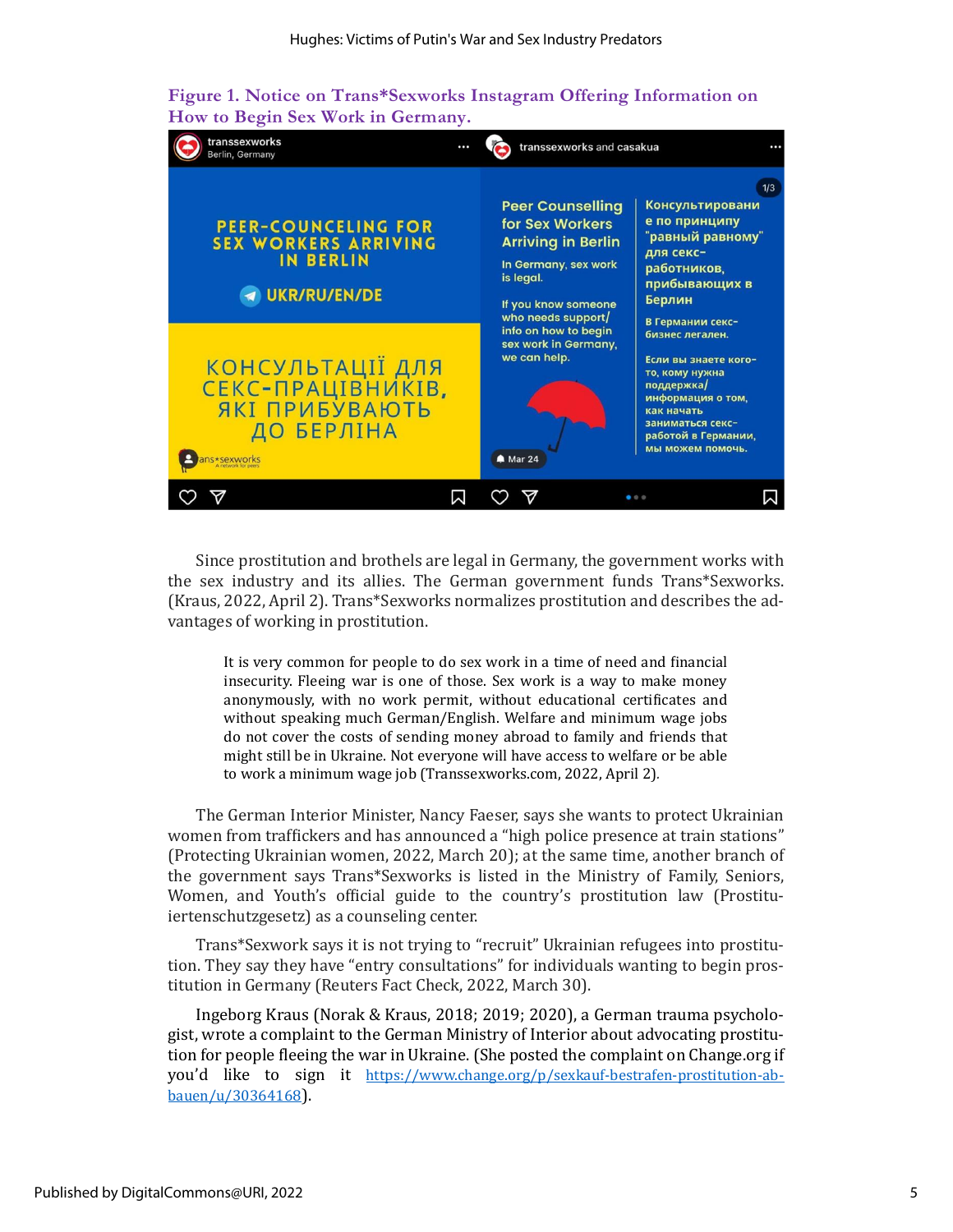**Figure 1. Notice on Trans*Sexworks Instagram Offering Information on How to Begin Sex Work in Germany.**

Since prostitution and brothels are legal in Germany, the government works with the sex industry and its allies. The German government funds Trans*Sexworks. (Kraus, 2022, April 2). Trans*Sexworks normalizes prostitution and describes the advantages of working in prostitution.

> It is very common for people to do sex work in a time of need and financial insecurity. Fleeing war is one of those. Sex work is a way to make money anonymously, with no work permit, without educational certificates and without speaking much German/English. Welfare and minimum wage jobs do not cover the costs of sending money abroad to family and friends that might still be in Ukraine. Not everyone will have access to welfare or be able to work a minimum wage job (Transsexworks.com, 2022, April 2).

The German Interior Minister, Nancy Faeser, says she wants to protect Ukrainian women from traffickers and has announced a "high police presence at train stations" (Protecting Ukrainian women, 2022, March 20); at the same time, another branch of the government says Trans*Sexworks is listed in the Ministry of Family, Seniors, Women, and Youth's official guide to the country's prostitution law (Prostituiertenschutzgesetz) as a counseling center.

Trans*Sexwork says it is not trying to "recruit" Ukrainian refugees into prostitution. They say they have "entry consultations" for individuals wanting to begin prostitution in Germany (Reuters Fact Check, 2022, March 30).

Ingeborg Kraus (Norak & Kraus, 2018; 2019; 2020), a German trauma psychologist, wrote a complaint to the German Ministry of Interior about advocating prostitution for people fleeing the war in Ukraine. (She posted the complaint on Change.org if you'd like to sign it https://www.change.org/p/sexkauf-bestrafen-prostitution-abbauen/u/30364168).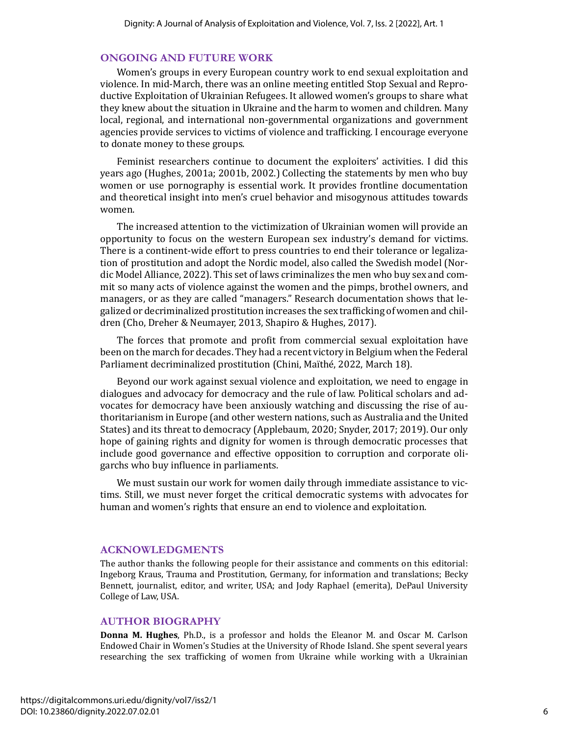## ONGOING AND FUTURE WORK

Women's groups in every European country work to end sexual exploitation and violence. In mid-March, there was an online meeting entitled Stop Sexual and Reproductive Exploitation of Ukrainian Refugees. It allowed women's groups to share what they knew about the situation in Ukraine and the harm to women and children. Many local, regional, and international non-governmental organizations and government agencies provide services to victims of violence and trafficking. I encourage everyone to donate money to these groups.

Feminist researchers continue to document the exploiters' activities. I did this years ago (Hughes, 2001a; 2001b, 2002.) Collecting the statements by men who buy women or use pornography is essential work. It provides frontline documentation and theoretical insight into men's cruel behavior and misogynous attitudes towards women.

The increased attention to the victimization of Ukrainian women will provide an opportunity to focus on the western European sex industry's demand for victims. There is a continent-wide effort to press countries to end their tolerance or legalization of prostitution and adopt the Nordic model, also called the Swedish model (Nordic Model Alliance, 2022). This set of laws criminalizes the men who buy sex and commit so many acts of violence against the women and the pimps, brothel owners, and managers, or as they are called "managers." Research documentation shows that legalized or decriminalized prostitution increases the sex trafficking of women and children (Cho, Dreher & Neumayer, 2013, Shapiro & Hughes, 2017).

The forces that promote and profit from commercial sexual exploitation have been on the march for decades. They had a recent victory in Belgium when the Federal Parliament decriminalized prostitution (Chini, Maïthé, 2022, March 18).

Beyond our work against sexual violence and exploitation, we need to engage in dialogues and advocacy for democracy and the rule of law. Political scholars and advocates for democracy have been anxiously watching and discussing the rise of authoritarianism in Europe (and other western nations, such as Australia and the United States) and its threat to democracy (Applebaum, 2020; Snyder, 2017; 2019). Our only hope of gaining rights and dignity for women is through democratic processes that include good governance and effective opposition to corruption and corporate oligarchs who buy influence in parliaments.

We must sustain our work for women daily through immediate assistance to victims. Still, we must never forget the critical democratic systems with advocates for human and women's rights that ensure an end to violence and exploitation.

## ACKNOWLEDGMENTS

The author thanks the following people for their assistance and comments on this editorial: Ingeborg Kraus, Trauma and Prostitution, Germany, for information and translations; Becky Bennett, journalist, editor, and writer, USA; and Jody Raphael (emerita), DePaul University College of Law, USA.

## AUTHOR BIOGRAPHY

**Donna M. Hughes**, Ph.D., is a professor and holds the Eleanor M. and Oscar M. Carlson Endowed Chair in Women's Studies at the University of Rhode Island. She spent several years researching the sex trafficking of women from Ukraine while working with a Ukrainian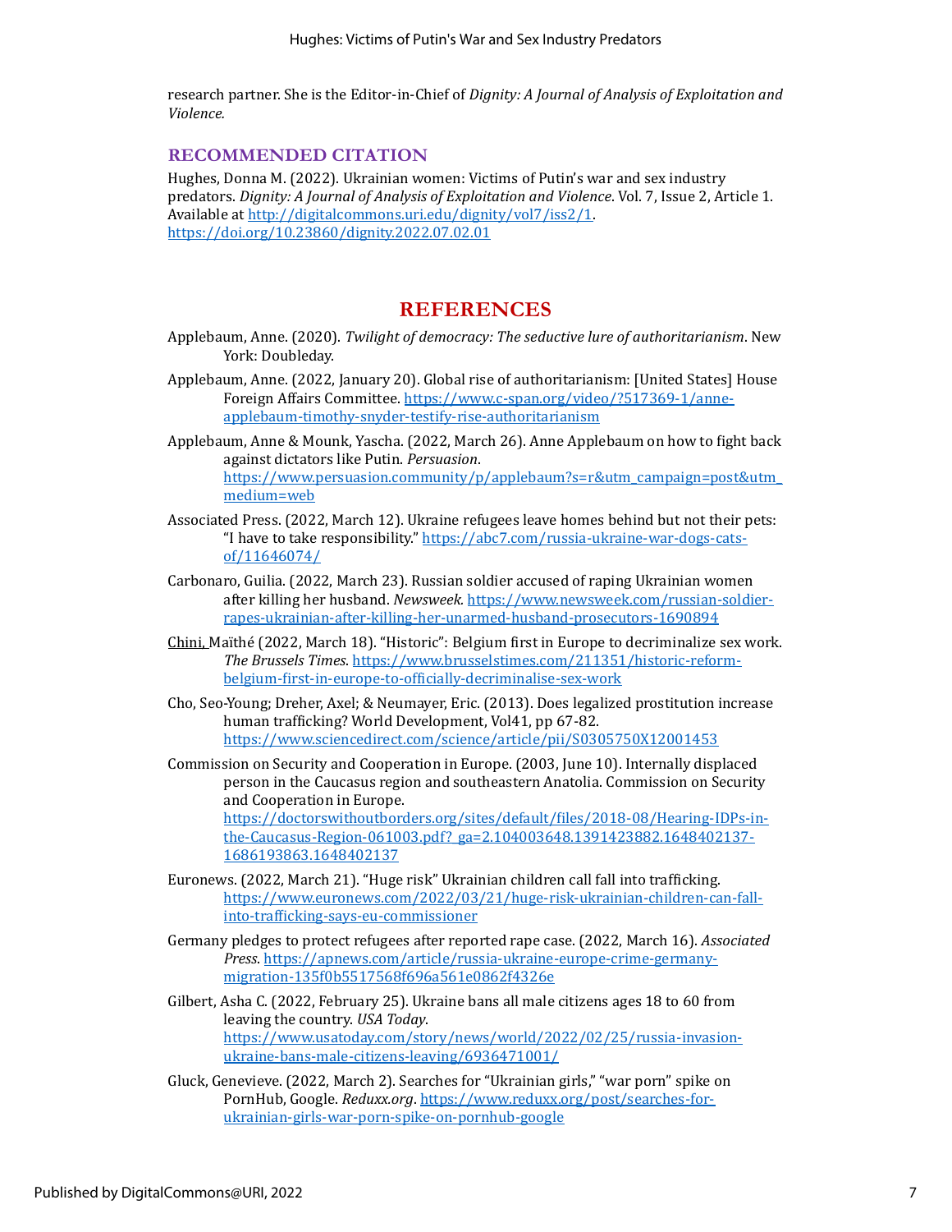research partner. She is the Editor-in-Chief of *Dignity: A Journal of Analysis of Exploitation and Violence.*

## RECOMMENDED CITATION

Hughes, Donna M. (2022). Ukrainian women: Victims of Putin's war and sex industry predators. *Dignity: A Journal of Analysis of Exploitation and Violence*. Vol. 7, Issue 2, Article 1. Available at http://digitalcommons.uri.edu/dignity/vol7/iss2/1. https://doi.org/10.23860/dignity.2022.07.02.01

## REFERENCES

Applebaum, Anne. (2020). *Twilight of democracy: The seductive lure of authoritarianism*. New York: Doubleday.

Applebaum, Anne. (2022, January 20). Global rise of authoritarianism: [United States] House Foreign Affairs Committee. https://www.c-span.org/video/?517369-1/anne-applebaum-timothy-snyder-testify-rise-authoritarianism

Applebaum, Anne & Mounk, Yascha. (2022, March 26). Anne Applebaum on how to fight back against dictators like Putin. *Persuasion*. https://www.persuasion.community/p/applebaum?s=r&utm_campaign=post&utm_medium=web

Associated Press. (2022, March 12). Ukraine refugees leave homes behind but not their pets: "I have to take responsibility." https://abc7.com/russia-ukraine-war-dogs-cats-of/11646074/

Carbonaro, Guilia. (2022, March 23). Russian soldier accused of raping Ukrainian women after killing her husband. *Newsweek*. https://www.newsweek.com/russian-soldier-rapes-ukrainian-after-killing-her-unarmed-husband-prosecutors-1690894

Chini, Maïthé (2022, March 18). "Historic": Belgium first in Europe to decriminalize sex work. *The Brussels Times*. https://www.brusselstimes.com/211351/historic-reform-belgium-first-in-europe-to-officially-decriminalise-sex-work

Cho, Seo-Young; Dreher, Axel; & Neumayer, Eric. (2013). Does legalized prostitution increase human trafficking? World Development, Vol41, pp 67-82. https://www.sciencedirect.com/science/article/pii/S0305750X12001453

Commission on Security and Cooperation in Europe. (2003, June 10). Internally displaced person in the Caucasus region and southeastern Anatolia. Commission on Security and Cooperation in Europe. https://doctorswithoutborders.org/sites/default/files/2018-08/Hearing-IDPs-in-the-Caucasus-Region-061003.pdf?_ga=2.104003648.1391423882.1648402137-1686193863.1648402137

Euronews. (2022, March 21). "Huge risk" Ukrainian children call fall into trafficking. https://www.euronews.com/2022/03/21/huge-risk-ukrainian-children-can-fall-into-trafficking-says-eu-commissioner

Germany pledges to protect refugees after reported rape case. (2022, March 16). *Associated Press*. https://apnews.com/article/russia-ukraine-europe-crime-germany-migration-135f0b5517568f696a561e0862f4326e

Gilbert, Asha C. (2022, February 25). Ukraine bans all male citizens ages 18 to 60 from leaving the country. *USA Today*. https://www.usatoday.com/story/news/world/2022/02/25/russia-invasion-ukraine-bans-male-citizens-leaving/6936471001/

Gluck, Genevieve. (2022, March 2). Searches for "Ukrainian girls," "war porn" spike on PornHub, Google. *Reduxx.org*. https://www.reduxx.org/post/searches-for-ukrainian-girls-war-porn-spike-on-pornhub-google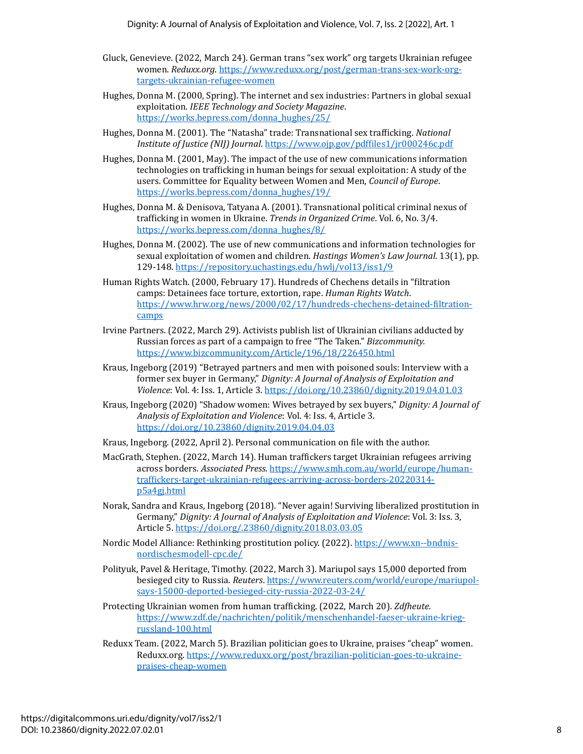Gluck, Genevieve. (2022, March 24). German trans "sex work" org targets Ukrainian refugee women. *Reduxx.org*. https://www.reduxx.org/post/german-trans-sex-work-org-targets-ukrainian-refugee-women

Hughes, Donna M. (2000, Spring). The internet and sex industries: Partners in global sexual exploitation. *IEEE Technology and Society Magazine*. https://works.bepress.com/donna_hughes/25/

Hughes, Donna M. (2001). The "Natasha" trade: Transnational sex trafficking. *National Institute of Justice (NIJ) Journal*. https://www.ojp.gov/pdffiles1/jr000246c.pdf

Hughes, Donna M. (2001, May). The impact of the use of new communications information technologies on trafficking in human beings for sexual exploitation: A study of the users. Committee for Equality between Women and Men, *Council of Europe*. https://works.bepress.com/donna_hughes/19/

Hughes, Donna M. & Denisova, Tatyana A. (2001). Transnational political criminal nexus of trafficking in women in Ukraine. *Trends in Organized Crime*. Vol. 6, No. 3/4. https://works.bepress.com/donna_hughes/8/

Hughes, Donna M. (2002). The use of new communications and information technologies for sexual exploitation of women and children. *Hastings Women's Law Journal*. 13(1), pp. 129-148. https://repository.uchastings.edu/hwlj/vol13/iss1/9

Human Rights Watch. (2000, February 17). Hundreds of Chechens details in "filtration camps: Detainees face torture, extortion, rape. *Human Rights Watch*. https://www.hrw.org/news/2000/02/17/hundreds-chechens-detained-filtration-camps

Irvine Partners. (2022, March 29). Activists publish list of Ukrainian civilians adducted by Russian forces as part of a campaign to free "The Taken." *Bizcommunity.* https://www.bizcommunity.com/Article/196/18/226450.html

Kraus, Ingeborg (2019) "Betrayed partners and men with poisoned souls: Interview with a former sex buyer in Germany," *Dignity: A Journal of Analysis of Exploitation and Violence*: Vol. 4: Iss. 1, Article 3. https://doi.org/10.23860/dignity.2019.04.01.03

Kraus, Ingeborg (2020) "Shadow women: Wives betrayed by sex buyers," *Dignity: A Journal of Analysis of Exploitation and Violence*: Vol. 4: Iss. 4, Article 3. https://doi.org/10.23860/dignity.2019.04.04.03

Kraus, Ingeborg. (2022, April 2). Personal communication on file with the author.

MacGrath, Stephen. (2022, March 14). Human traffickers target Ukrainian refugees arriving across borders. *Associated Press*. https://www.smh.com.au/world/europe/human-traffickers-target-ukrainian-refugees-arriving-across-borders-20220314-p5a4gj.html

Norak, Sandra and Kraus, Ingeborg (2018). "Never again! Surviving liberalized prostitution in Germany," *Dignity: A Journal of Analysis of Exploitation and Violence*: Vol. 3: Iss. 3, Article 5. https://doi.org/.23860/dignity.2018.03.03.05

Nordic Model Alliance: Rethinking prostitution policy. (2022). https://www.xn--bndnis-nordischesmodell-cpc.de/

Polityuk, Pavel & Heritage, Timothy. (2022, March 3). Mariupol says 15,000 deported from besieged city to Russia. *Reuters*. https://www.reuters.com/world/europe/mariupol-says-15000-deported-besieged-city-russia-2022-03-24/

Protecting Ukrainian women from human trafficking. (2022, March 20). *Zdfheute*. https://www.zdf.de/nachrichten/politik/menschenhandel-faeser-ukraine-krieg-russland-100.html

Reduxx Team. (2022, March 5). Brazilian politician goes to Ukraine, praises "cheap" women. Reduxx.org. https://www.reduxx.org/post/brazilian-politician-goes-to-ukraine-praises-cheap-women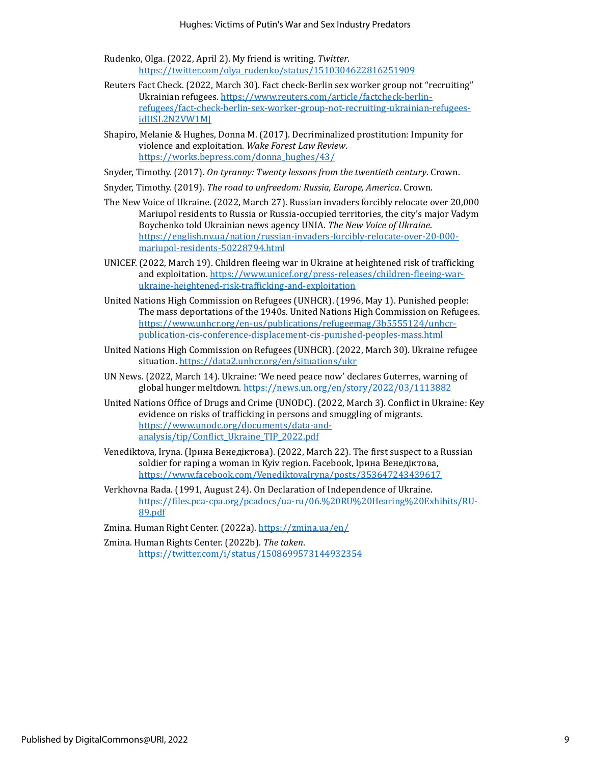Rudenko, Olga. (2022, April 2). My friend is writing. *Twitter*. https://twitter.com/olya_rudenko/status/1510304622816251909

Reuters Fact Check. (2022, March 30). Fact check-Berlin sex worker group not "recruiting" Ukrainian refugees. https://www.reuters.com/article/factcheck-berlin-refugees/fact-check-berlin-sex-worker-group-not-recruiting-ukrainian-refugees-idUSL2N2VW1MJ

Shapiro, Melanie & Hughes, Donna M. (2017). Decriminalized prostitution: Impunity for violence and exploitation. *Wake Forest Law Review*. https://works.bepress.com/donna_hughes/43/

Snyder, Timothy. (2017). *On tyranny: Twenty lessons from the twentieth century*. Crown.

Snyder, Timothy. (2019). *The road to unfreedom: Russia, Europe, America*. Crown.

The New Voice of Ukraine. (2022, March 27). Russian invaders forcibly relocate over 20,000 Mariupol residents to Russia or Russia-occupied territories, the city's major Vadym Boychenko told Ukrainian news agency UNIA. *The New Voice of Ukraine*. https://english.nv.ua/nation/russian-invaders-forcibly-relocate-over-20-000-mariupol-residents-50228794.html

UNICEF. (2022, March 19). Children fleeing war in Ukraine at heightened risk of trafficking and exploitation. https://www.unicef.org/press-releases/children-fleeing-war-ukraine-heightened-risk-trafficking-and-exploitation

United Nations High Commission on Refugees (UNHCR). (1996, May 1). Punished people: The mass deportations of the 1940s. United Nations High Commission on Refugees. https://www.unhcr.org/en-us/publications/refugeemag/3b5555124/unhcr-publication-cis-conference-displacement-cis-punished-peoples-mass.html

United Nations High Commission on Refugees (UNHCR). (2022, March 30). Ukraine refugee situation. https://data2.unhcr.org/en/situations/ukr

UN News. (2022, March 14). Ukraine: 'We need peace now' declares Guterres, warning of global hunger meltdown. https://news.un.org/en/story/2022/03/1113882

United Nations Office of Drugs and Crime (UNODC). (2022, March 3). Conflict in Ukraine: Key evidence on risks of trafficking in persons and smuggling of migrants. https://www.unodc.org/documents/data-and-analysis/tip/Conflict_Ukraine_TIP_2022.pdf

Venediktova, Iryna. (Ірина Венедіктова). (2022, March 22). The first suspect to a Russian soldier for raping a woman in Kyiv region. Facebook, Ірина Венедіктова, https://www.facebook.com/VenediktovaIryna/posts/353647243439617

Verkhovna Rada. (1991, August 24). On Declaration of Independence of Ukraine. https://files.pca-cpa.org/pcadocs/ua-ru/06.%20RU%20Hearing%20Exhibits/RU-89.pdf

Zmina. Human Right Center. (2022a). https://zmina.ua/en/

Zmina. Human Rights Center. (2022b). *The taken*. https://twitter.com/i/status/1508699573144932354